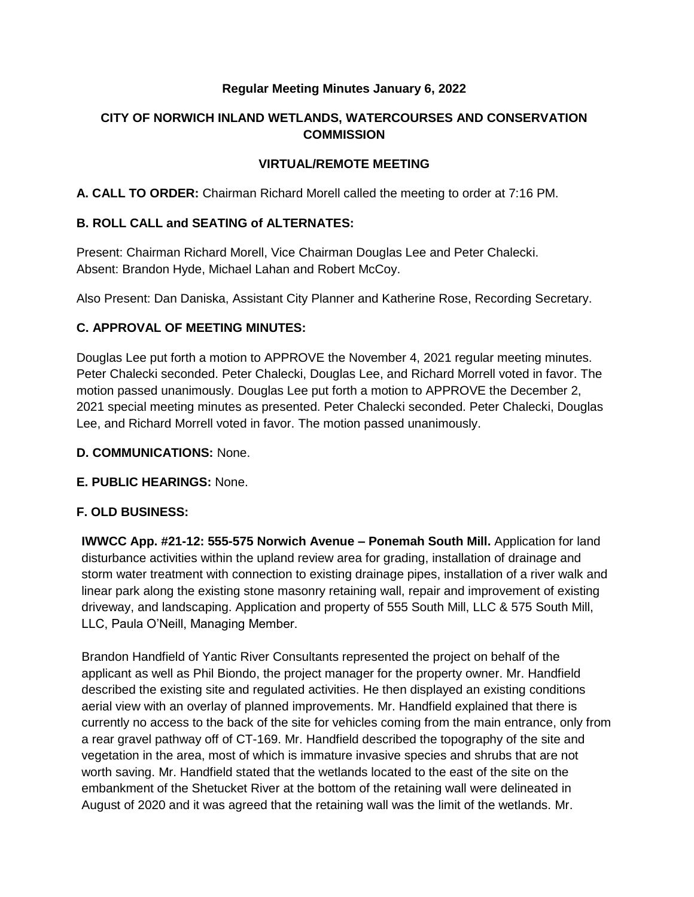**Regular Meeting Minutes January 6, 2022**

**CITY OF NORWICH INLAND WETLANDS, WATERCOURSES AND CONSERVATION COMMISSION**

**VIRTUAL/REMOTE MEETING**

**A. CALL TO ORDER:** Chairman Richard Morell called the meeting to order at 7:16 PM.

**B. ROLL CALL and SEATING of ALTERNATES:**

Present: Chairman Richard Morell, Vice Chairman Douglas Lee and Peter Chalecki.
Absent: Brandon Hyde, Michael Lahan and Robert McCoy.

Also Present: Dan Daniska, Assistant City Planner and Katherine Rose, Recording Secretary.

**C. APPROVAL OF MEETING MINUTES:**

Douglas Lee put forth a motion to APPROVE the November 4, 2021 regular meeting minutes. Peter Chalecki seconded. Peter Chalecki, Douglas Lee, and Richard Morrell voted in favor. The motion passed unanimously. Douglas Lee put forth a motion to APPROVE the December 2, 2021 special meeting minutes as presented. Peter Chalecki seconded. Peter Chalecki, Douglas Lee, and Richard Morrell voted in favor. The motion passed unanimously.

**D. COMMUNICATIONS:** None.

**E. PUBLIC HEARINGS:** None.

**F. OLD BUSINESS:**

**IWWCC App. #21-12: 555-575 Norwich Avenue – Ponemah South Mill.** Application for land disturbance activities within the upland review area for grading, installation of drainage and storm water treatment with connection to existing drainage pipes, installation of a river walk and linear park along the existing stone masonry retaining wall, repair and improvement of existing driveway, and landscaping. Application and property of 555 South Mill, LLC & 575 South Mill, LLC, Paula O'Neill, Managing Member.

Brandon Handfield of Yantic River Consultants represented the project on behalf of the applicant as well as Phil Biondo, the project manager for the property owner. Mr. Handfield described the existing site and regulated activities. He then displayed an existing conditions aerial view with an overlay of planned improvements. Mr. Handfield explained that there is currently no access to the back of the site for vehicles coming from the main entrance, only from a rear gravel pathway off of CT-169. Mr. Handfield described the topography of the site and vegetation in the area, most of which is immature invasive species and shrubs that are not worth saving. Mr. Handfield stated that the wetlands located to the east of the site on the embankment of the Shetucket River at the bottom of the retaining wall were delineated in August of 2020 and it was agreed that the retaining wall was the limit of the wetlands. Mr.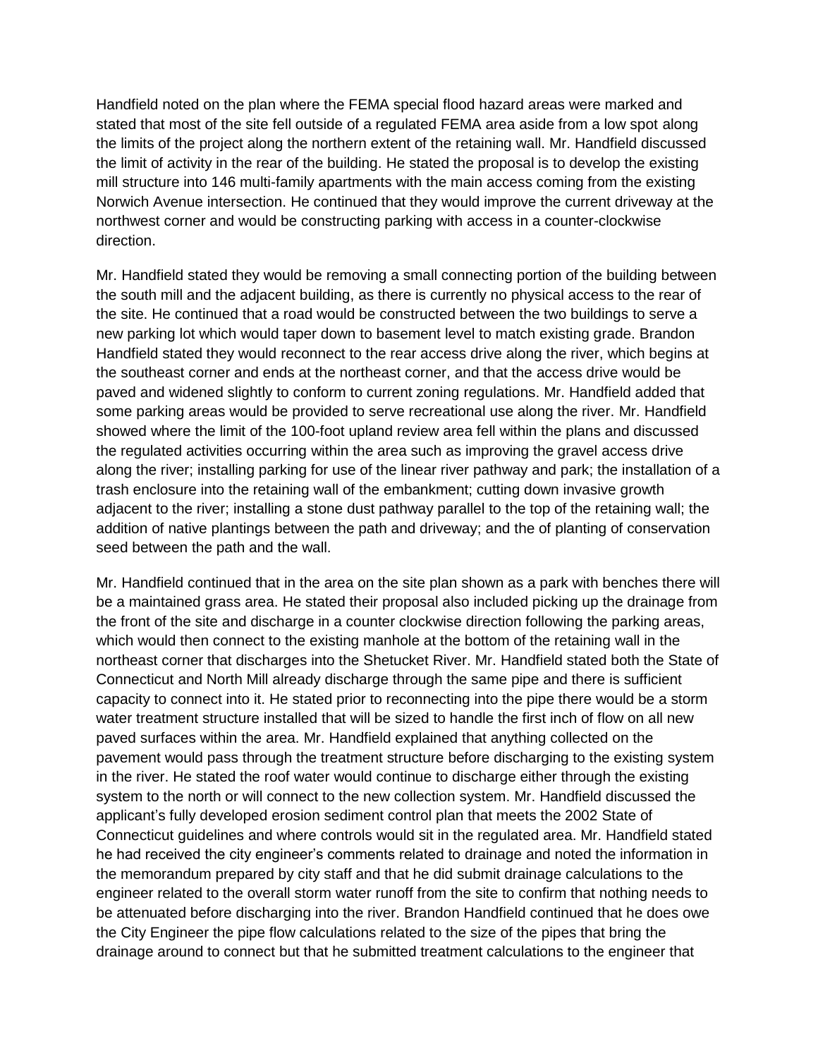Handfield noted on the plan where the FEMA special flood hazard areas were marked and stated that most of the site fell outside of a regulated FEMA area aside from a low spot along the limits of the project along the northern extent of the retaining wall. Mr. Handfield discussed the limit of activity in the rear of the building. He stated the proposal is to develop the existing mill structure into 146 multi-family apartments with the main access coming from the existing Norwich Avenue intersection. He continued that they would improve the current driveway at the northwest corner and would be constructing parking with access in a counter-clockwise direction.

Mr. Handfield stated they would be removing a small connecting portion of the building between the south mill and the adjacent building, as there is currently no physical access to the rear of the site. He continued that a road would be constructed between the two buildings to serve a new parking lot which would taper down to basement level to match existing grade. Brandon Handfield stated they would reconnect to the rear access drive along the river, which begins at the southeast corner and ends at the northeast corner, and that the access drive would be paved and widened slightly to conform to current zoning regulations. Mr. Handfield added that some parking areas would be provided to serve recreational use along the river. Mr. Handfield showed where the limit of the 100-foot upland review area fell within the plans and discussed the regulated activities occurring within the area such as improving the gravel access drive along the river; installing parking for use of the linear river pathway and park; the installation of a trash enclosure into the retaining wall of the embankment; cutting down invasive growth adjacent to the river; installing a stone dust pathway parallel to the top of the retaining wall; the addition of native plantings between the path and driveway; and the of planting of conservation seed between the path and the wall.

Mr. Handfield continued that in the area on the site plan shown as a park with benches there will be a maintained grass area. He stated their proposal also included picking up the drainage from the front of the site and discharge in a counter clockwise direction following the parking areas, which would then connect to the existing manhole at the bottom of the retaining wall in the northeast corner that discharges into the Shetucket River. Mr. Handfield stated both the State of Connecticut and North Mill already discharge through the same pipe and there is sufficient capacity to connect into it. He stated prior to reconnecting into the pipe there would be a storm water treatment structure installed that will be sized to handle the first inch of flow on all new paved surfaces within the area. Mr. Handfield explained that anything collected on the pavement would pass through the treatment structure before discharging to the existing system in the river. He stated the roof water would continue to discharge either through the existing system to the north or will connect to the new collection system. Mr. Handfield discussed the applicant's fully developed erosion sediment control plan that meets the 2002 State of Connecticut guidelines and where controls would sit in the regulated area. Mr. Handfield stated he had received the city engineer's comments related to drainage and noted the information in the memorandum prepared by city staff and that he did submit drainage calculations to the engineer related to the overall storm water runoff from the site to confirm that nothing needs to be attenuated before discharging into the river. Brandon Handfield continued that he does owe the City Engineer the pipe flow calculations related to the size of the pipes that bring the drainage around to connect but that he submitted treatment calculations to the engineer that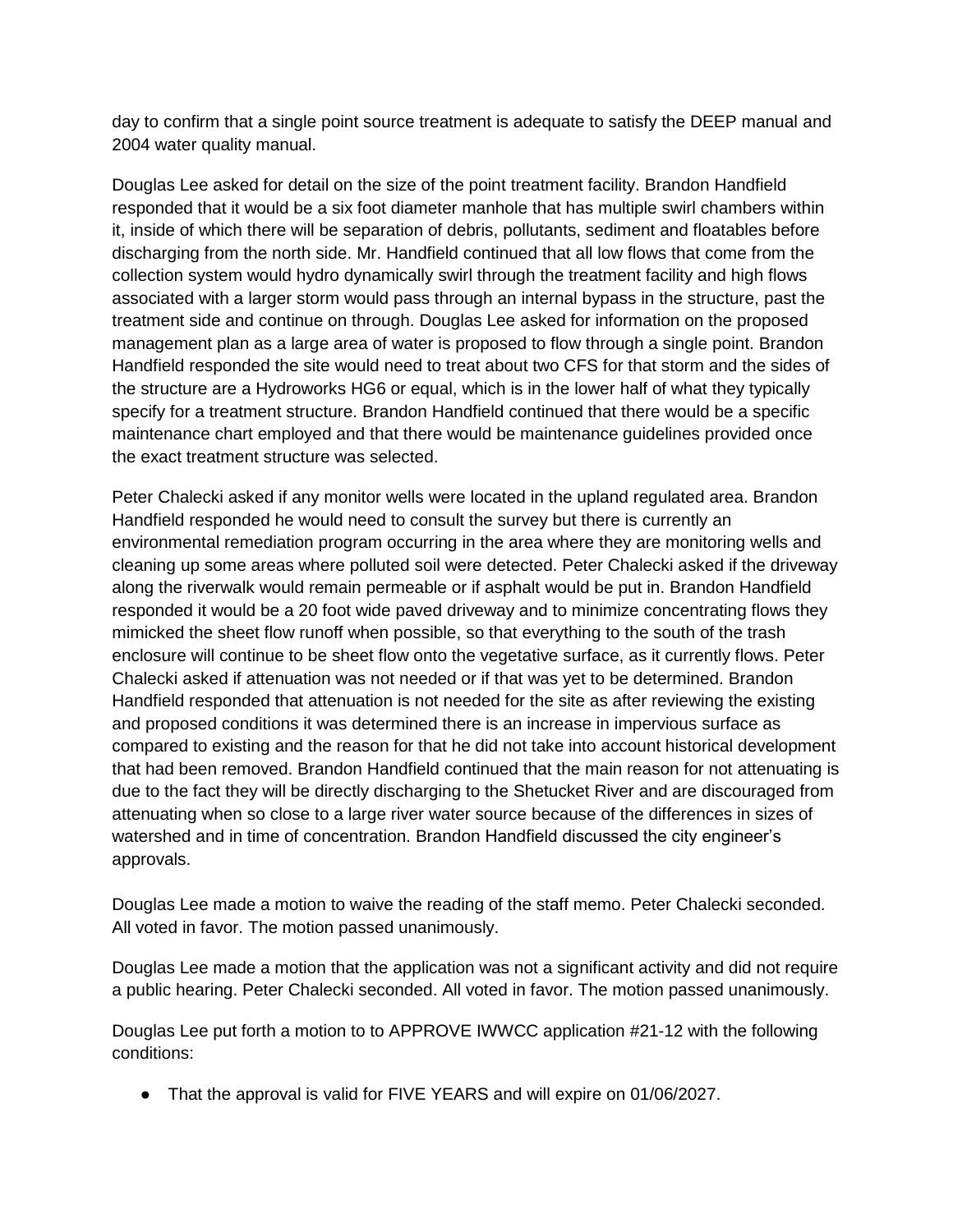day to confirm that a single point source treatment is adequate to satisfy the DEEP manual and 2004 water quality manual.

Douglas Lee asked for detail on the size of the point treatment facility. Brandon Handfield responded that it would be a six foot diameter manhole that has multiple swirl chambers within it, inside of which there will be separation of debris, pollutants, sediment and floatables before discharging from the north side. Mr. Handfield continued that all low flows that come from the collection system would hydro dynamically swirl through the treatment facility and high flows associated with a larger storm would pass through an internal bypass in the structure, past the treatment side and continue on through. Douglas Lee asked for information on the proposed management plan as a large area of water is proposed to flow through a single point. Brandon Handfield responded the site would need to treat about two CFS for that storm and the sides of the structure are a Hydroworks HG6 or equal, which is in the lower half of what they typically specify for a treatment structure. Brandon Handfield continued that there would be a specific maintenance chart employed and that there would be maintenance guidelines provided once the exact treatment structure was selected.

Peter Chalecki asked if any monitor wells were located in the upland regulated area. Brandon Handfield responded he would need to consult the survey but there is currently an environmental remediation program occurring in the area where they are monitoring wells and cleaning up some areas where polluted soil were detected. Peter Chalecki asked if the driveway along the riverwalk would remain permeable or if asphalt would be put in. Brandon Handfield responded it would be a 20 foot wide paved driveway and to minimize concentrating flows they mimicked the sheet flow runoff when possible, so that everything to the south of the trash enclosure will continue to be sheet flow onto the vegetative surface, as it currently flows. Peter Chalecki asked if attenuation was not needed or if that was yet to be determined. Brandon Handfield responded that attenuation is not needed for the site as after reviewing the existing and proposed conditions it was determined there is an increase in impervious surface as compared to existing and the reason for that he did not take into account historical development that had been removed. Brandon Handfield continued that the main reason for not attenuating is due to the fact they will be directly discharging to the Shetucket River and are discouraged from attenuating when so close to a large river water source because of the differences in sizes of watershed and in time of concentration. Brandon Handfield discussed the city engineer's approvals.

Douglas Lee made a motion to waive the reading of the staff memo. Peter Chalecki seconded. All voted in favor. The motion passed unanimously.

Douglas Lee made a motion that the application was not a significant activity and did not require a public hearing. Peter Chalecki seconded. All voted in favor. The motion passed unanimously.

Douglas Lee put forth a motion to to APPROVE IWWCC application #21-12 with the following conditions:

- That the approval is valid for FIVE YEARS and will expire on 01/06/2027.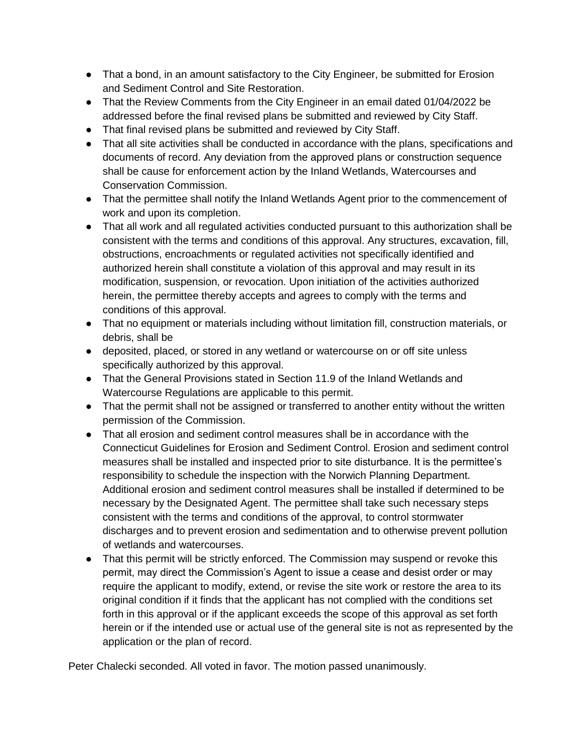- That a bond, in an amount satisfactory to the City Engineer, be submitted for Erosion and Sediment Control and Site Restoration.
- That the Review Comments from the City Engineer in an email dated 01/04/2022 be addressed before the final revised plans be submitted and reviewed by City Staff.
- That final revised plans be submitted and reviewed by City Staff.
- That all site activities shall be conducted in accordance with the plans, specifications and documents of record. Any deviation from the approved plans or construction sequence shall be cause for enforcement action by the Inland Wetlands, Watercourses and Conservation Commission.
- That the permittee shall notify the Inland Wetlands Agent prior to the commencement of work and upon its completion.
- That all work and all regulated activities conducted pursuant to this authorization shall be consistent with the terms and conditions of this approval. Any structures, excavation, fill, obstructions, encroachments or regulated activities not specifically identified and authorized herein shall constitute a violation of this approval and may result in its modification, suspension, or revocation. Upon initiation of the activities authorized herein, the permittee thereby accepts and agrees to comply with the terms and conditions of this approval.
- That no equipment or materials including without limitation fill, construction materials, or debris, shall be
- deposited, placed, or stored in any wetland or watercourse on or off site unless specifically authorized by this approval.
- That the General Provisions stated in Section 11.9 of the Inland Wetlands and Watercourse Regulations are applicable to this permit.
- That the permit shall not be assigned or transferred to another entity without the written permission of the Commission.
- That all erosion and sediment control measures shall be in accordance with the Connecticut Guidelines for Erosion and Sediment Control. Erosion and sediment control measures shall be installed and inspected prior to site disturbance. It is the permittee's responsibility to schedule the inspection with the Norwich Planning Department. Additional erosion and sediment control measures shall be installed if determined to be necessary by the Designated Agent. The permittee shall take such necessary steps consistent with the terms and conditions of the approval, to control stormwater discharges and to prevent erosion and sedimentation and to otherwise prevent pollution of wetlands and watercourses.
- That this permit will be strictly enforced. The Commission may suspend or revoke this permit, may direct the Commission's Agent to issue a cease and desist order or may require the applicant to modify, extend, or revise the site work or restore the area to its original condition if it finds that the applicant has not complied with the conditions set forth in this approval or if the applicant exceeds the scope of this approval as set forth herein or if the intended use or actual use of the general site is not as represented by the application or the plan of record.

Peter Chalecki seconded. All voted in favor. The motion passed unanimously.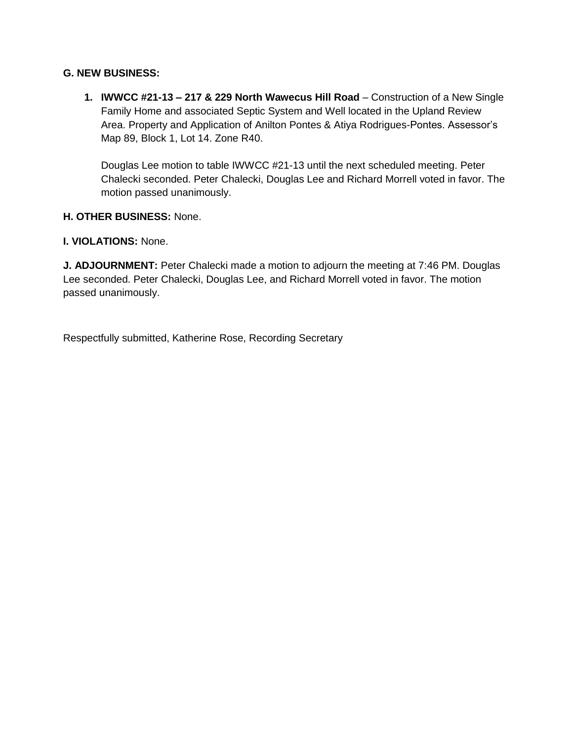**G. NEW BUSINESS:**

1. **IWWCC #21-13 – 217 & 229 North Wawecus Hill Road** – Construction of a New Single Family Home and associated Septic System and Well located in the Upland Review Area. Property and Application of Anilton Pontes & Atiya Rodrigues-Pontes. Assessor's Map 89, Block 1, Lot 14. Zone R40.

   Douglas Lee motion to table IWWCC #21-13 until the next scheduled meeting. Peter Chalecki seconded. Peter Chalecki, Douglas Lee and Richard Morrell voted in favor. The motion passed unanimously.

**H. OTHER BUSINESS:** None.

**I. VIOLATIONS:** None.

**J. ADJOURNMENT:** Peter Chalecki made a motion to adjourn the meeting at 7:46 PM. Douglas Lee seconded. Peter Chalecki, Douglas Lee, and Richard Morrell voted in favor. The motion passed unanimously.

Respectfully submitted, Katherine Rose, Recording Secretary